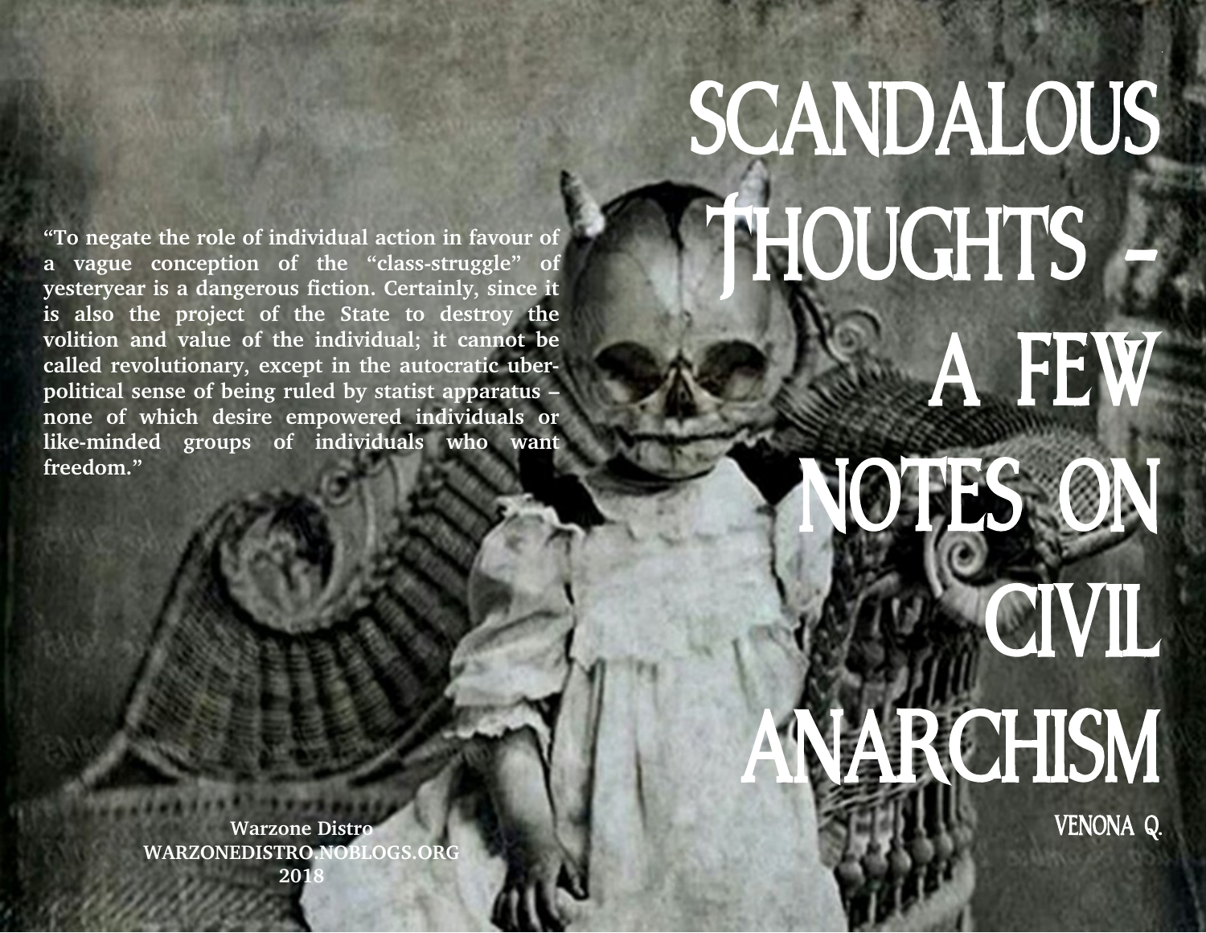# SCANDALOUS THOUGHTS – A FEW NOTES ON CIVIL ANARCHISM

VENONA Q.

**"To negate the role of individual action in favour of a vague conception of the "class-struggle" of yesteryear is a dangerous fiction. Certainly, since it is also the project of the State to destroy the volition and value of the individual; it cannot be called revolutionary, except in the autocratic uber-political sense of being ruled by statist apparatus – none of which desire empowered individuals or like-minded groups of individuals who want freedom."**

**Warzone Distro**
**WARZONEDISTRO.NOBLOGS.ORG**
**2018**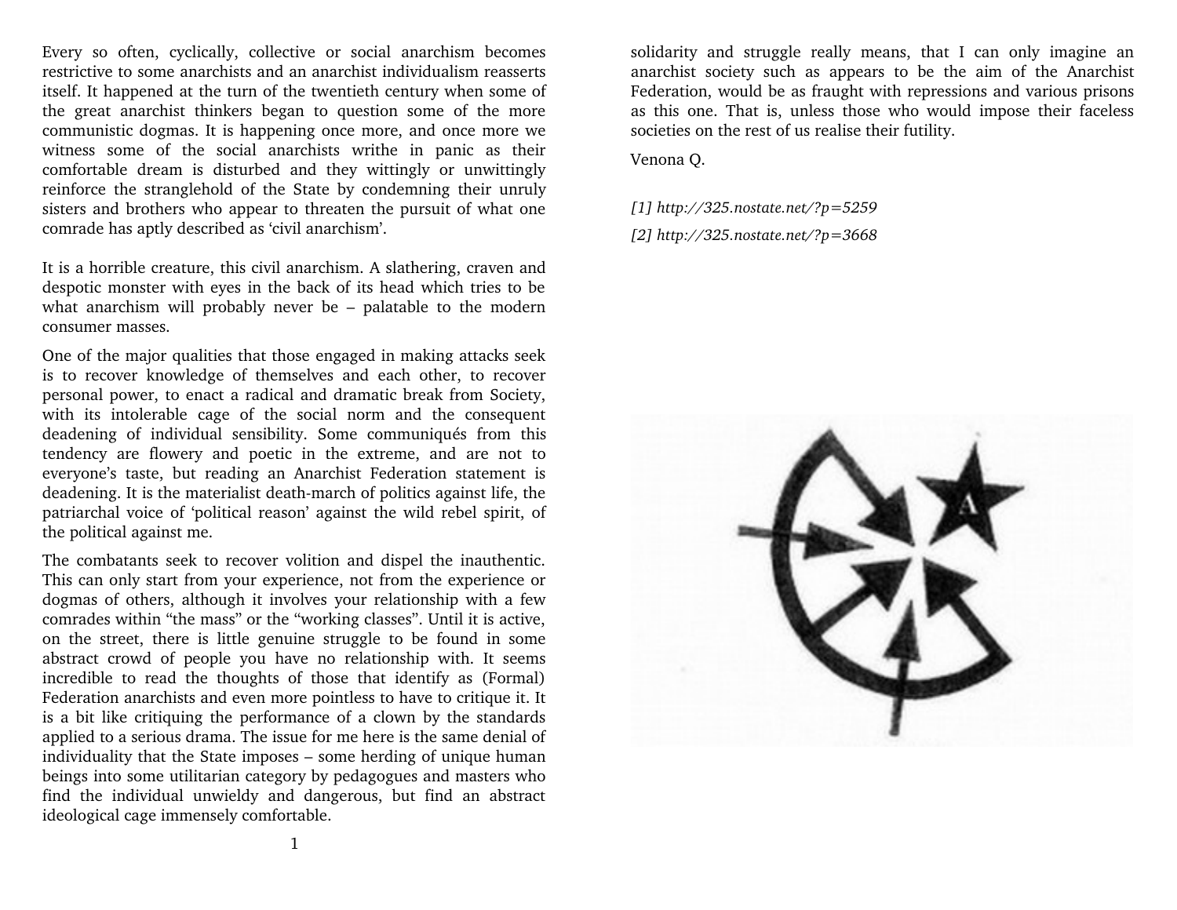Every so often, cyclically, collective or social anarchism becomes restrictive to some anarchists and an anarchist individualism reasserts itself. It happened at the turn of the twentieth century when some of the great anarchist thinkers began to question some of the more communistic dogmas. It is happening once more, and once more we witness some of the social anarchists writhe in panic as their comfortable dream is disturbed and they wittingly or unwittingly reinforce the stranglehold of the State by condemning their unruly sisters and brothers who appear to threaten the pursuit of what one comrade has aptly described as 'civil anarchism'.

It is a horrible creature, this civil anarchism. A slathering, craven and despotic monster with eyes in the back of its head which tries to be what anarchism will probably never be – palatable to the modern consumer masses.

One of the major qualities that those engaged in making attacks seek is to recover knowledge of themselves and each other, to recover personal power, to enact a radical and dramatic break from Society, with its intolerable cage of the social norm and the consequent deadening of individual sensibility. Some communiqués from this tendency are flowery and poetic in the extreme, and are not to everyone's taste, but reading an Anarchist Federation statement is deadening. It is the materialist death-march of politics against life, the patriarchal voice of 'political reason' against the wild rebel spirit, of the political against me.

The combatants seek to recover volition and dispel the inauthentic. This can only start from your experience, not from the experience or dogmas of others, although it involves your relationship with a few comrades within "the mass" or the "working classes". Until it is active, on the street, there is little genuine struggle to be found in some abstract crowd of people you have no relationship with. It seems incredible to read the thoughts of those that identify as (Formal) Federation anarchists and even more pointless to have to critique it. It is a bit like critiquing the performance of a clown by the standards applied to a serious drama. The issue for me here is the same denial of individuality that the State imposes – some herding of unique human beings into some utilitarian category by pedagogues and masters who find the individual unwieldy and dangerous, but find an abstract ideological cage immensely comfortable.

solidarity and struggle really means, that I can only imagine an anarchist society such as appears to be the aim of the Anarchist Federation, would be as fraught with repressions and various prisons as this one. That is, unless those who would impose their faceless societies on the rest of us realise their futility.

Venona Q.

*[1] http://325.nostate.net/?p=5259*

*[2] http://325.nostate.net/?p=3668*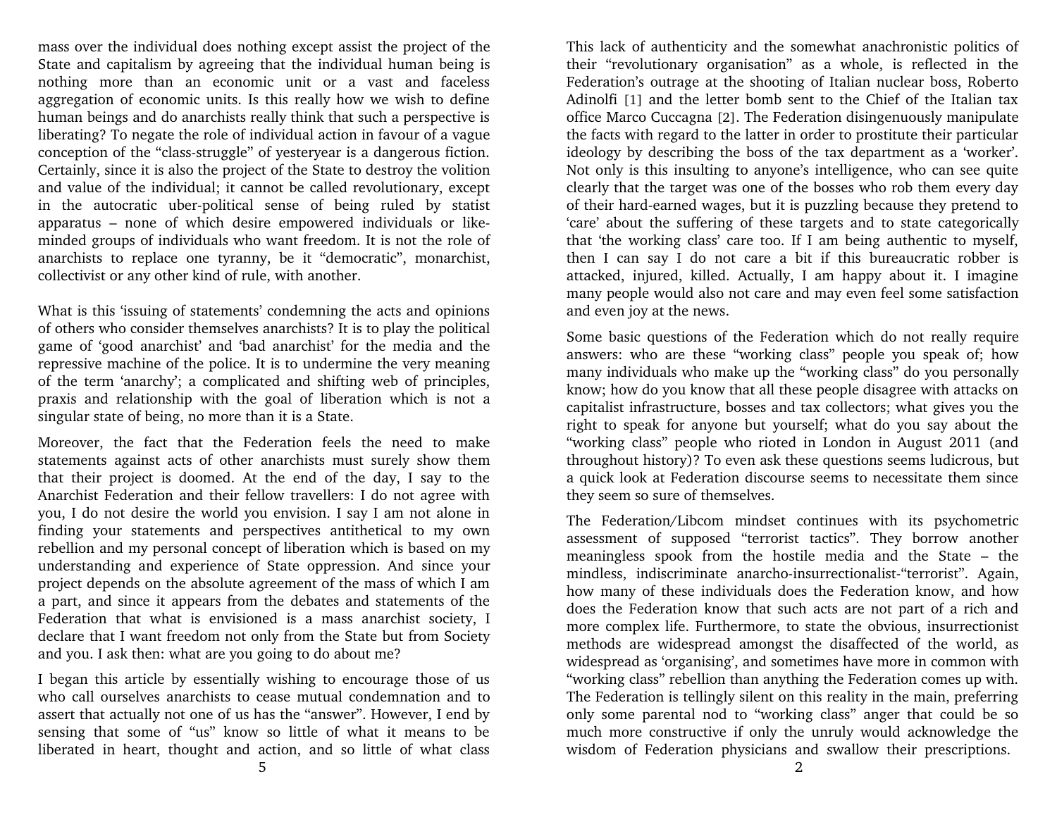mass over the individual does nothing except assist the project of the State and capitalism by agreeing that the individual human being is nothing more than an economic unit or a vast and faceless aggregation of economic units. Is this really how we wish to define human beings and do anarchists really think that such a perspective is liberating? To negate the role of individual action in favour of a vague conception of the "class-struggle" of yesteryear is a dangerous fiction. Certainly, since it is also the project of the State to destroy the volition and value of the individual; it cannot be called revolutionary, except in the autocratic uber-political sense of being ruled by statist apparatus – none of which desire empowered individuals or like-minded groups of individuals who want freedom. It is not the role of anarchists to replace one tyranny, be it "democratic", monarchist, collectivist or any other kind of rule, with another.

What is this 'issuing of statements' condemning the acts and opinions of others who consider themselves anarchists? It is to play the political game of 'good anarchist' and 'bad anarchist' for the media and the repressive machine of the police. It is to undermine the very meaning of the term 'anarchy'; a complicated and shifting web of principles, praxis and relationship with the goal of liberation which is not a singular state of being, no more than it is a State.

Moreover, the fact that the Federation feels the need to make statements against acts of other anarchists must surely show them that their project is doomed. At the end of the day, I say to the Anarchist Federation and their fellow travellers: I do not agree with you, I do not desire the world you envision. I say I am not alone in finding your statements and perspectives antithetical to my own rebellion and my personal concept of liberation which is based on my understanding and experience of State oppression. And since your project depends on the absolute agreement of the mass of which I am a part, and since it appears from the debates and statements of the Federation that what is envisioned is a mass anarchist society, I declare that I want freedom not only from the State but from Society and you. I ask then: what are you going to do about me?

I began this article by essentially wishing to encourage those of us who call ourselves anarchists to cease mutual condemnation and to assert that actually not one of us has the "answer". However, I end by sensing that some of "us" know so little of what it means to be liberated in heart, thought and action, and so little of what class

This lack of authenticity and the somewhat anachronistic politics of their "revolutionary organisation" as a whole, is reflected in the Federation's outrage at the shooting of Italian nuclear boss, Roberto Adinolfi [1] and the letter bomb sent to the Chief of the Italian tax office Marco Cuccagna [2]. The Federation disingenuously manipulate the facts with regard to the latter in order to prostitute their particular ideology by describing the boss of the tax department as a 'worker'. Not only is this insulting to anyone's intelligence, who can see quite clearly that the target was one of the bosses who rob them every day of their hard-earned wages, but it is puzzling because they pretend to 'care' about the suffering of these targets and to state categorically that 'the working class' care too. If I am being authentic to myself, then I can say I do not care a bit if this bureaucratic robber is attacked, injured, killed. Actually, I am happy about it. I imagine many people would also not care and may even feel some satisfaction and even joy at the news.

Some basic questions of the Federation which do not really require answers: who are these "working class" people you speak of; how many individuals who make up the "working class" do you personally know; how do you know that all these people disagree with attacks on capitalist infrastructure, bosses and tax collectors; what gives you the right to speak for anyone but yourself; what do you say about the "working class" people who rioted in London in August 2011 (and throughout history)? To even ask these questions seems ludicrous, but a quick look at Federation discourse seems to necessitate them since they seem so sure of themselves.

The Federation/Libcom mindset continues with its psychometric assessment of supposed "terrorist tactics". They borrow another meaningless spook from the hostile media and the State – the mindless, indiscriminate anarcho-insurrectionalist-"terrorist". Again, how many of these individuals does the Federation know, and how does the Federation know that such acts are not part of a rich and more complex life. Furthermore, to state the obvious, insurrectionist methods are widespread amongst the disaffected of the world, as widespread as 'organising', and sometimes have more in common with "working class" rebellion than anything the Federation comes up with. The Federation is tellingly silent on this reality in the main, preferring only some parental nod to "working class" anger that could be so much more constructive if only the unruly would acknowledge the wisdom of Federation physicians and swallow their prescriptions.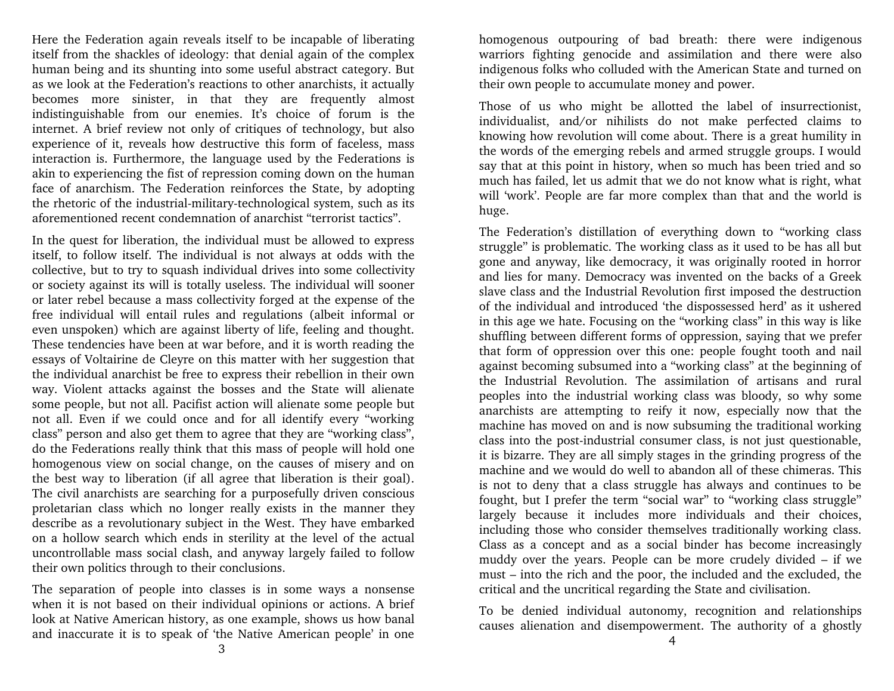Here the Federation again reveals itself to be incapable of liberating itself from the shackles of ideology: that denial again of the complex human being and its shunting into some useful abstract category. But as we look at the Federation's reactions to other anarchists, it actually becomes more sinister, in that they are frequently almost indistinguishable from our enemies. It's choice of forum is the internet. A brief review not only of critiques of technology, but also experience of it, reveals how destructive this form of faceless, mass interaction is. Furthermore, the language used by the Federations is akin to experiencing the fist of repression coming down on the human face of anarchism. The Federation reinforces the State, by adopting the rhetoric of the industrial-military-technological system, such as its aforementioned recent condemnation of anarchist "terrorist tactics".

In the quest for liberation, the individual must be allowed to express itself, to follow itself. The individual is not always at odds with the collective, but to try to squash individual drives into some collectivity or society against its will is totally useless. The individual will sooner or later rebel because a mass collectivity forged at the expense of the free individual will entail rules and regulations (albeit informal or even unspoken) which are against liberty of life, feeling and thought. These tendencies have been at war before, and it is worth reading the essays of Voltairine de Cleyre on this matter with her suggestion that the individual anarchist be free to express their rebellion in their own way. Violent attacks against the bosses and the State will alienate some people, but not all. Pacifist action will alienate some people but not all. Even if we could once and for all identify every "working class" person and also get them to agree that they are "working class", do the Federations really think that this mass of people will hold one homogenous view on social change, on the causes of misery and on the best way to liberation (if all agree that liberation is their goal). The civil anarchists are searching for a purposefully driven conscious proletarian class which no longer really exists in the manner they describe as a revolutionary subject in the West. They have embarked on a hollow search which ends in sterility at the level of the actual uncontrollable mass social clash, and anyway largely failed to follow their own politics through to their conclusions.

The separation of people into classes is in some ways a nonsense when it is not based on their individual opinions or actions. A brief look at Native American history, as one example, shows us how banal and inaccurate it is to speak of 'the Native American people' in one homogenous outpouring of bad breath: there were indigenous warriors fighting genocide and assimilation and there were also indigenous folks who colluded with the American State and turned on their own people to accumulate money and power.

Those of us who might be allotted the label of insurrectionist, individualist, and/or nihilists do not make perfected claims to knowing how revolution will come about. There is a great humility in the words of the emerging rebels and armed struggle groups. I would say that at this point in history, when so much has been tried and so much has failed, let us admit that we do not know what is right, what will 'work'. People are far more complex than that and the world is huge.

The Federation's distillation of everything down to "working class struggle" is problematic. The working class as it used to be has all but gone and anyway, like democracy, it was originally rooted in horror and lies for many. Democracy was invented on the backs of a Greek slave class and the Industrial Revolution first imposed the destruction of the individual and introduced 'the dispossessed herd' as it ushered in this age we hate. Focusing on the "working class" in this way is like shuffling between different forms of oppression, saying that we prefer that form of oppression over this one: people fought tooth and nail against becoming subsumed into a "working class" at the beginning of the Industrial Revolution. The assimilation of artisans and rural peoples into the industrial working class was bloody, so why some anarchists are attempting to reify it now, especially now that the machine has moved on and is now subsuming the traditional working class into the post-industrial consumer class, is not just questionable, it is bizarre. They are all simply stages in the grinding progress of the machine and we would do well to abandon all of these chimeras. This is not to deny that a class struggle has always and continues to be fought, but I prefer the term "social war" to "working class struggle" largely because it includes more individuals and their choices, including those who consider themselves traditionally working class. Class as a concept and as a social binder has become increasingly muddy over the years. People can be more crudely divided – if we must – into the rich and the poor, the included and the excluded, the critical and the uncritical regarding the State and civilisation.

To be denied individual autonomy, recognition and relationships causes alienation and disempowerment. The authority of a ghostly